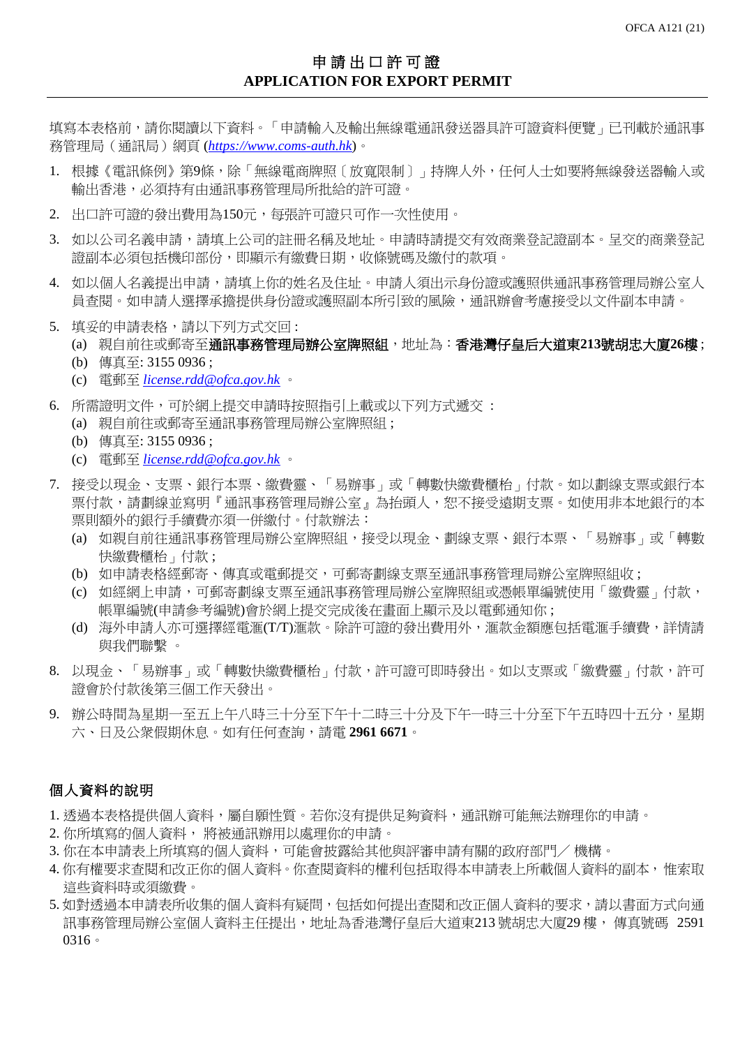OFCA A121 (21)

# 申請出口許可證
# APPLICATION FOR EXPORT PERMIT

填寫本表格前，請你閱讀以下資料。「申請輸入及輸出無線電通訊發送器具許可證資料便覽」已刊載於通訊事務管理局（通訊局）網頁 (*https://www.coms-auth.hk*)。

1. 根據《電訊條例》第9條，除「無線電商牌照〔放寬限制〕」持牌人外，任何人士如要將無線發送器輸入或輸出香港，必須持有由通訊事務管理局所批給的許可證。
2. 出口許可證的發出費用為150元，每張許可證只可作一次性使用。
3. 如以公司名義申請，請填上公司的註冊名稱及地址。申請時請提交有效商業登記證副本。呈交的商業登記證副本必須包括機印部份，即顯示有繳費日期，收條號碼及繳付的款項。
4. 如以個人名義提出申請，請填上你的姓名及住址。申請人須出示身份證或護照供通訊事務管理局辦公室人員查閱。如申請人選擇承擔提供身份證或護照副本所引致的風險，通訊辦會考慮接受以文件副本申請。
5. 填妥的申請表格，請以下列方式交回 :
   (a) 親自前往或郵寄至**通訊事務管理局辦公室牌照組**，地址為：**香港灣仔皇后大道東213號胡忠大廈26樓**；
   (b) 傳真至: 3155 0936；
   (c) 電郵至 *license.rdd@ofca.gov.hk* 。
6. 所需證明文件，可於網上提交申請時按照指引上載或以下列方式遞交 :
   (a) 親自前往或郵寄至通訊事務管理局辦公室牌照組；
   (b) 傳真至: 3155 0936；
   (c) 電郵至 *license.rdd@ofca.gov.hk* 。
7. 接受以現金、支票、銀行本票、繳費靈、「易辦事」或「轉數快繳費櫃枱」付款。如以劃線支票或銀行本票付款，請劃線並寫明『通訊事務管理局辦公室』為抬頭人，恕不接受遠期支票。如使用非本地銀行的本票則額外的銀行手續費亦須一併繳付。付款辦法：
   (a) 如親自前往通訊事務管理局辦公室牌照組，接受以現金、劃線支票、銀行本票、「易辦事」或「轉數快繳費櫃枱」付款；
   (b) 如申請表格經郵寄、傳真或電郵提交，可郵寄劃線支票至通訊事務管理局辦公室牌照組收；
   (c) 如經網上申請，可郵寄劃線支票至通訊事務管理局辦公室牌照組或憑帳單編號使用「繳費靈」付款，帳單編號(申請參考編號)會於網上提交完成後在畫面上顯示及以電郵通知你；
   (d) 海外申請人亦可選擇經電滙(T/T)滙款。除許可證的發出費用外，滙款金額應包括電滙手續費，詳情請與我們聯繫 。
8. 以現金、「易辦事」或「轉數快繳費櫃枱」付款，許可證可即時發出。如以支票或「繳費靈」付款，許可證會於付款後第三個工作天發出。
9. 辦公時間為星期一至五上午八時三十分至下午十二時三十分及下午一時三十分至下午五時四十五分，星期六、日及公眾假期休息。如有任何查詢，請電 **2961 6671**。

## 個人資料的說明

1. 透過本表格提供個人資料，屬自願性質。若你沒有提供足夠資料，通訊辦可能無法辦理你的申請。
2. 你所填寫的個人資料， 將被通訊辦用以處理你的申請。
3. 你在本申請表上所填寫的個人資料，可能會披露給其他與評審申請有關的政府部門／ 機構。
4. 你有權要求查閱和改正你的個人資料。你查閱資料的權利包括取得本申請表上所載個人資料的副本，惟索取這些資料時或須繳費。
5. 如對透過本申請表所收集的個人資料有疑問，包括如何提出查閱和改正個人資料的要求，請以書面方式向通訊事務管理局辦公室個人資料主任提出，地址為香港灣仔皇后大道東213 號胡忠大廈29 樓， 傳真號碼 2591 0316。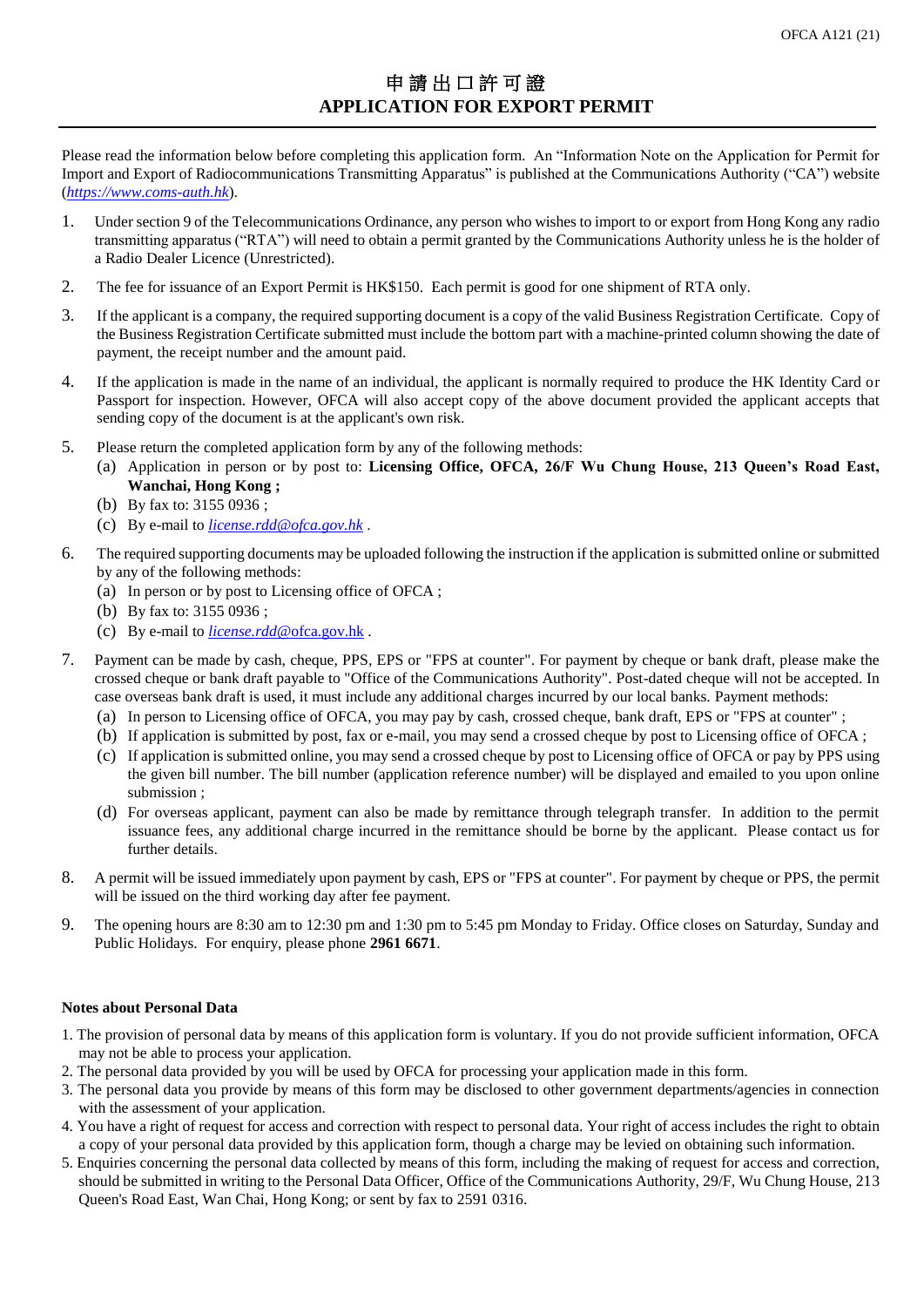# 申請出口許可證
# APPLICATION FOR EXPORT PERMIT

Please read the information below before completing this application form. An "Information Note on the Application for Permit for Import and Export of Radiocommunications Transmitting Apparatus" is published at the Communications Authority ("CA") website (*https://www.coms-auth.hk*).

1. Under section 9 of the Telecommunications Ordinance, any person who wishes to import to or export from Hong Kong any radio transmitting apparatus ("RTA") will need to obtain a permit granted by the Communications Authority unless he is the holder of a Radio Dealer Licence (Unrestricted).

2. The fee for issuance of an Export Permit is HK$150. Each permit is good for one shipment of RTA only.

3. If the applicant is a company, the required supporting document is a copy of the valid Business Registration Certificate. Copy of the Business Registration Certificate submitted must include the bottom part with a machine-printed column showing the date of payment, the receipt number and the amount paid.

4. If the application is made in the name of an individual, the applicant is normally required to produce the HK Identity Card or Passport for inspection. However, OFCA will also accept copy of the above document provided the applicant accepts that sending copy of the document is at the applicant's own risk.

5. Please return the completed application form by any of the following methods:
   (a) Application in person or by post to: **Licensing Office, OFCA, 26/F Wu Chung House, 213 Queen's Road East, Wanchai, Hong Kong ;**
   (b) By fax to: 3155 0936 ;
   (c) By e-mail to *license.rdd@ofca.gov.hk* .

6. The required supporting documents may be uploaded following the instruction if the application is submitted online or submitted by any of the following methods:
   (a) In person or by post to Licensing office of OFCA ;
   (b) By fax to: 3155 0936 ;
   (c) By e-mail to *license.rdd*@ofca.gov.hk .

7. Payment can be made by cash, cheque, PPS, EPS or "FPS at counter". For payment by cheque or bank draft, please make the crossed cheque or bank draft payable to "Office of the Communications Authority". Post-dated cheque will not be accepted. In case overseas bank draft is used, it must include any additional charges incurred by our local banks. Payment methods:
   (a) In person to Licensing office of OFCA, you may pay by cash, crossed cheque, bank draft, EPS or "FPS at counter" ;
   (b) If application is submitted by post, fax or e-mail, you may send a crossed cheque by post to Licensing office of OFCA ;
   (c) If application is submitted online, you may send a crossed cheque by post to Licensing office of OFCA or pay by PPS using the given bill number. The bill number (application reference number) will be displayed and emailed to you upon online submission ;
   (d) For overseas applicant, payment can also be made by remittance through telegraph transfer. In addition to the permit issuance fees, any additional charge incurred in the remittance should be borne by the applicant. Please contact us for further details.

8. A permit will be issued immediately upon payment by cash, EPS or "FPS at counter". For payment by cheque or PPS, the permit will be issued on the third working day after fee payment.

9. The opening hours are 8:30 am to 12:30 pm and 1:30 pm to 5:45 pm Monday to Friday. Office closes on Saturday, Sunday and Public Holidays. For enquiry, please phone **2961 6671**.

**Notes about Personal Data**

1. The provision of personal data by means of this application form is voluntary. If you do not provide sufficient information, OFCA may not be able to process your application.
2. The personal data provided by you will be used by OFCA for processing your application made in this form.
3. The personal data you provide by means of this form may be disclosed to other government departments/agencies in connection with the assessment of your application.
4. You have a right of request for access and correction with respect to personal data. Your right of access includes the right to obtain a copy of your personal data provided by this application form, though a charge may be levied on obtaining such information.
5. Enquiries concerning the personal data collected by means of this form, including the making of request for access and correction, should be submitted in writing to the Personal Data Officer, Office of the Communications Authority, 29/F, Wu Chung House, 213 Queen's Road East, Wan Chai, Hong Kong; or sent by fax to 2591 0316.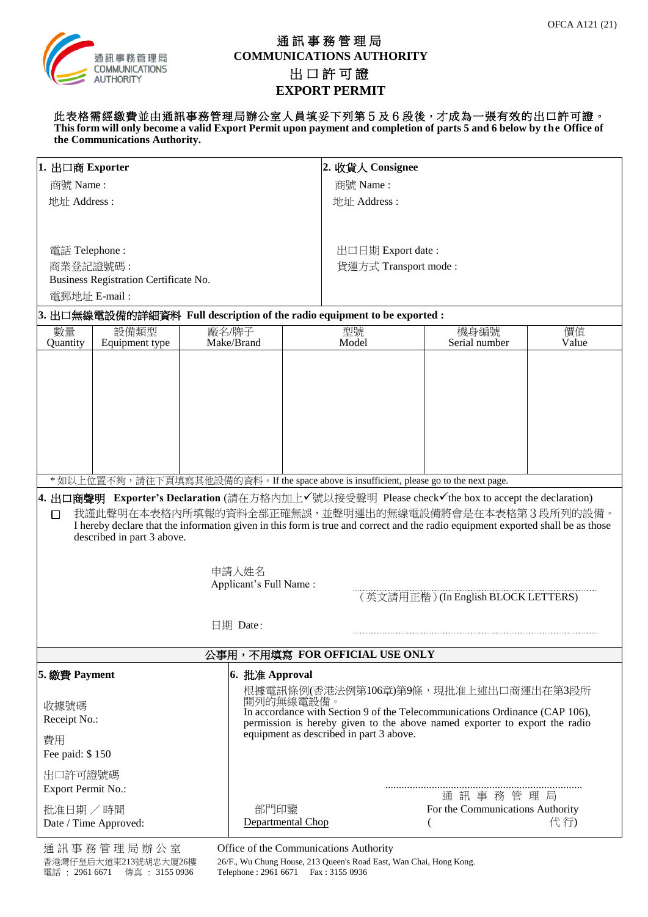OFCA A121 (21)

通訊事務管理局
COMMUNICATIONS AUTHORITY

# 通訊事務管理局
# COMMUNICATIONS AUTHORITY
# 出口許可證
# EXPORT PERMIT

**此表格需經繳費並由通訊事務管理局辦公室人員填妥下列第５及６段後，才成為一張有效的出口許可證。**
**This form will only become a valid Export Permit upon payment and completion of parts 5 and 6 below by the Office of the Communications Authority.**

**1. 出口商 Exporter**

商號 Name :

地址 Address :

電話 Telephone :

商業登記證號碼 :
Business Registration Certificate No.

電郵地址 E-mail :

**2. 收貨人 Consignee**

商號 Name :

地址 Address :

出口日期 Export date :

貨運方式 Transport mode :

**3. 出口無線電設備的詳細資料 Full description of the radio equipment to be exported :**

| 數量 Quantity | 設備類型 Equipment type | 廠名/牌子 Make/Brand | 型號 Model | 機身編號 Serial number | 價值 Value |
|---|---|---|---|---|---|
| | | | | | |

* 如以上位置不夠，請往下頁填寫其他設備的資料。If the space above is insufficient, please go to the next page.

**4. 出口商聲明 Exporter's Declaration** (請在方格內加上✓號以接受聲明 Please check✓the box to accept the declaration)

☐ 我謹此聲明在本表格內所填報的資料全部正確無誤，並聲明運出的無線電設備將會是在本表格第３段所列的設備。
I hereby declare that the information given in this form is true and correct and the radio equipment exported shall be as those described in part 3 above.

申請人姓名
Applicant's Full Name : ..............................................
（英文請用正楷）(In English BLOCK LETTERS)

日期 Date : ..............................................

**公事用，不用填寫 FOR OFFICIAL USE ONLY**

**5. 繳費 Payment**

收據號碼
Receipt No.:

費用
Fee paid: $ 150

出口許可證號碼
Export Permit No.:

批准日期／時間
Date / Time Approved:

**6. 批准 Approval**

根據電訊條例(香港法例第106章)第9條，現批准上述出口商運出在第3段所開列的無線電設備。
In accordance with Section 9 of the Telecommunications Ordinance (CAP 106), permission is hereby given to the above named exporter to export the radio equipment as described in part 3 above.

部門印鑒
Departmental Chop

..............................................
通訊事務管理局
For the Communications Authority
(                    代行)

通訊事務管理局辦公室
香港灣仔皇后大道東213號胡忠大廈26樓
電話 : 2961 6671　傳真 : 3155 0936

Office of the Communications Authority
26/F., Wu Chung House, 213 Queen's Road East, Wan Chai, Hong Kong.
Telephone : 2961 6671　Fax : 3155 0936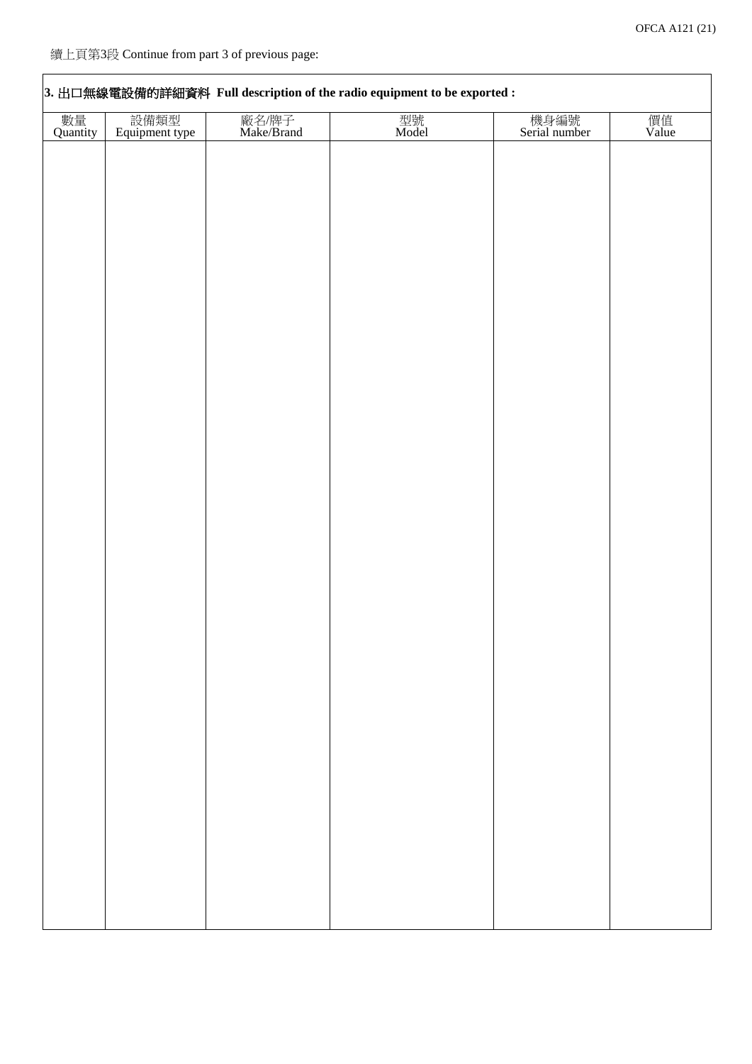續上頁第3段 Continue from part 3 of previous page:

**3. 出口無線電設備的詳細資料 Full description of the radio equipment to be exported :**

| 數量<br>Quantity | 設備類型<br>Equipment type | 廠名/牌子<br>Make/Brand | 型號<br>Model | 機身編號<br>Serial number | 價值<br>Value |
|---|---|---|---|---|---|
| | | | | | |